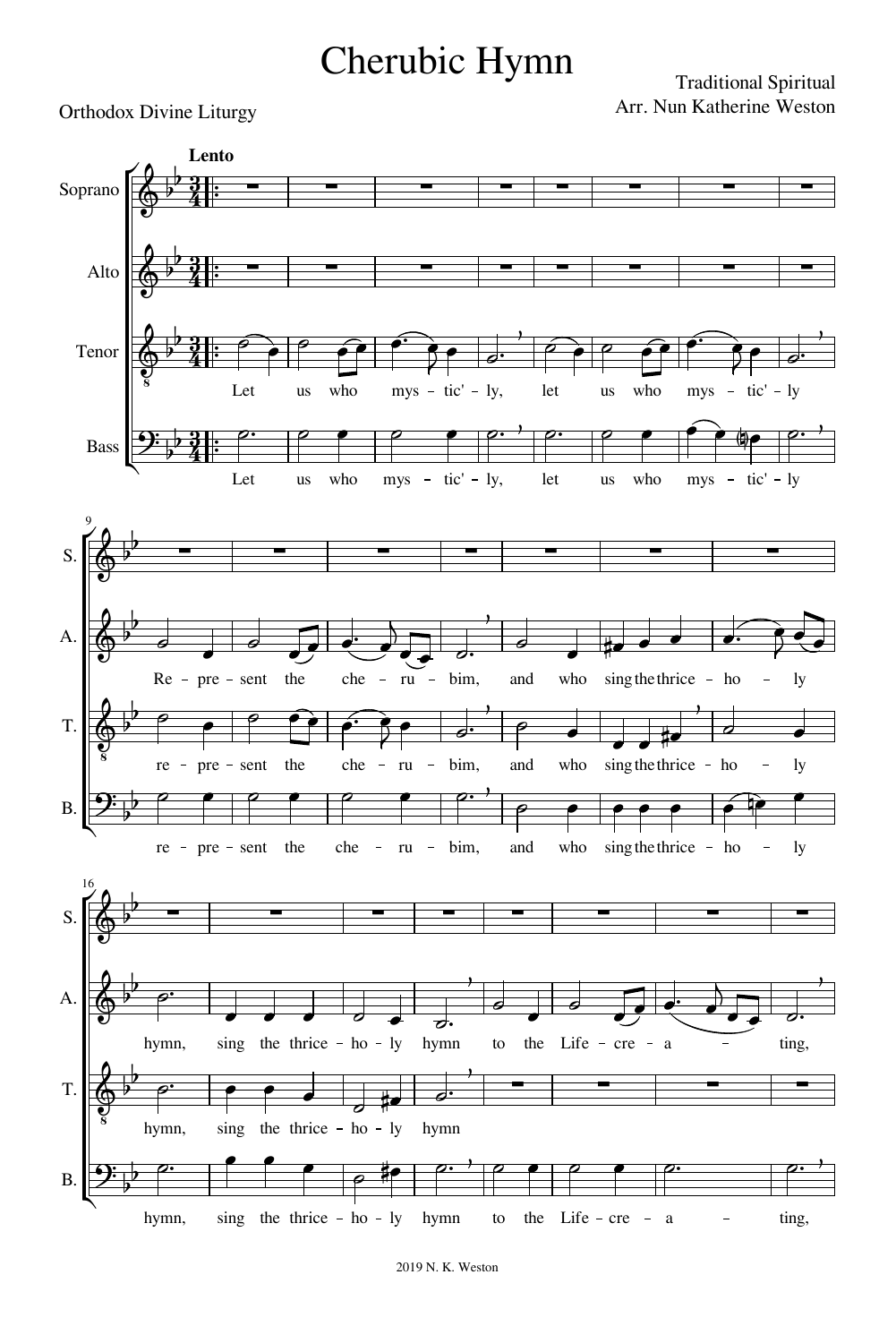# Cherubic Hymn

Orthodox Divine Liturgy

Traditional Spiritual
Arr. Nun Katherine Weston

2019 N. K. Weston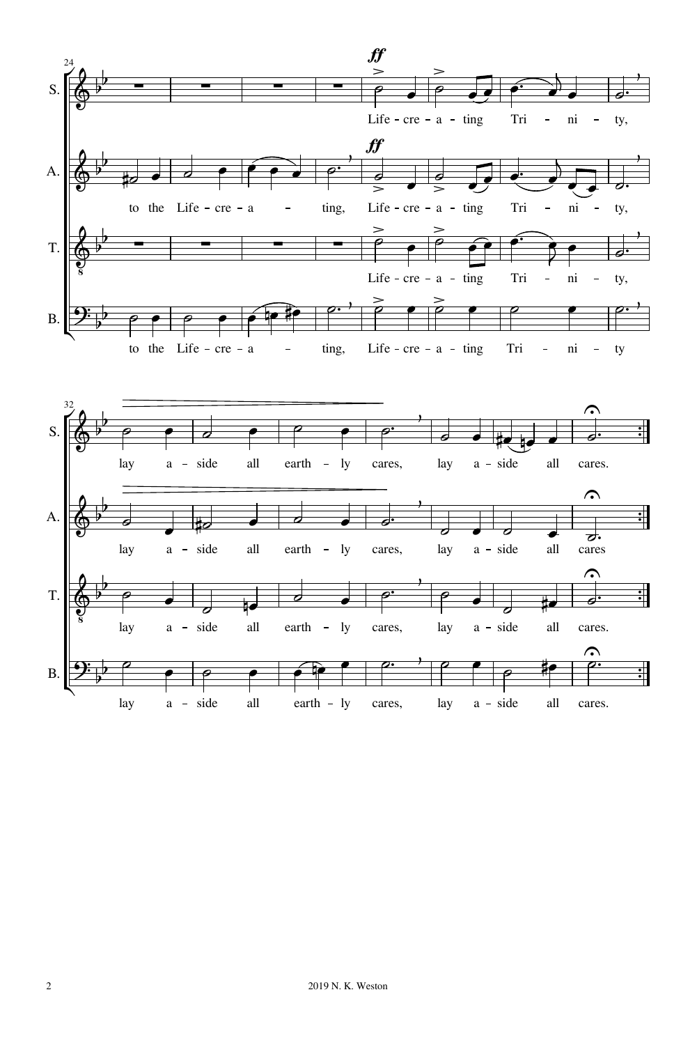S.: Life-cre-a-ting Tri-ni-ty, lay a-side all earth-ly cares, lay a-side all cares.

A.: to the Life-cre-a-ting, Life-cre-a-ting Tri-ni-ty, lay a-side all earth-ly cares, lay a-side all cares

T.: Life-cre-a-ting Tri-ni-ty, lay a-side all earth-ly cares, lay a-side all cares.

B.: to the Life-cre-a-ting, Life-cre-a-ting Tri-ni-ty lay a-side all earth-ly cares, lay a-side all cares.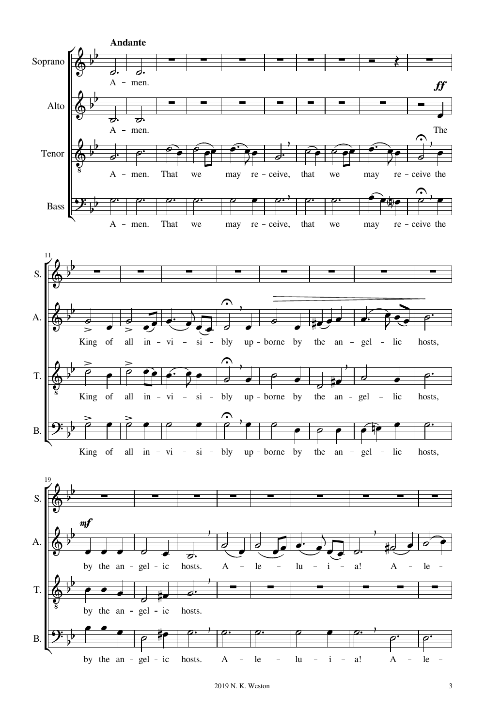**Andante**

Soprano: A – men.

Alto: A – men. *ff* The King of all in – vi – si – bly up – borne by the an – gel – lic hosts, *mf* by the an – gel – ic hosts. A – le – lu – i – a! A – le –

Tenor: A – men. That we may re – ceive, that we may re – ceive the King of all in – vi – si – bly up – borne by the an – gel – lic hosts, by the an – gel – ic hosts.

Bass: A – men. That we may re – ceive, that we may re – ceive the King of all in – vi – si – bly up – borne by the an – gel – lic hosts, by the an – gel – ic hosts. A – le – lu – i – a! A – le –